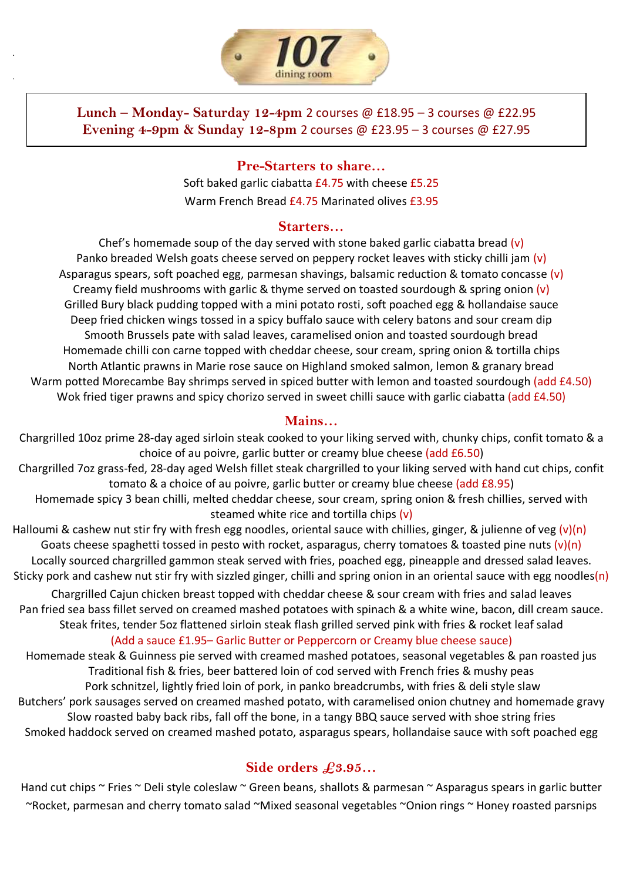# 107 dining room

**Lunch – Monday- Saturday 12-4pm** 2 courses @ £18.95 – 3 courses @ £22.95
**Evening 4-9pm & Sunday 12-8pm** 2 courses @ £23.95 – 3 courses @ £27.95

## Pre-Starters to share…

Soft baked garlic ciabatta £4.75 with cheese £5.25

Warm French Bread £4.75 Marinated olives £3.95

## Starters…

Chef's homemade soup of the day served with stone baked garlic ciabatta bread (v)

Panko breaded Welsh goats cheese served on peppery rocket leaves with sticky chilli jam (v)

Asparagus spears, soft poached egg, parmesan shavings, balsamic reduction & tomato concasse (v)

Creamy field mushrooms with garlic & thyme served on toasted sourdough & spring onion (v)

Grilled Bury black pudding topped with a mini potato rosti, soft poached egg & hollandaise sauce

Deep fried chicken wings tossed in a spicy buffalo sauce with celery batons and sour cream dip

Smooth Brussels pate with salad leaves, caramelised onion and toasted sourdough bread

Homemade chilli con carne topped with cheddar cheese, sour cream, spring onion & tortilla chips

North Atlantic prawns in Marie rose sauce on Highland smoked salmon, lemon & granary bread

Warm potted Morecambe Bay shrimps served in spiced butter with lemon and toasted sourdough (add £4.50)

Wok fried tiger prawns and spicy chorizo served in sweet chilli sauce with garlic ciabatta (add £4.50)

## Mains…

Chargrilled 10oz prime 28-day aged sirloin steak cooked to your liking served with, chunky chips, confit tomato & a choice of au poivre, garlic butter or creamy blue cheese (add £6.50)

Chargrilled 7oz grass-fed, 28-day aged Welsh fillet steak chargrilled to your liking served with hand cut chips, confit tomato & a choice of au poivre, garlic butter or creamy blue cheese (add £8.95)

Homemade spicy 3 bean chilli, melted cheddar cheese, sour cream, spring onion & fresh chillies, served with steamed white rice and tortilla chips (v)

Halloumi & cashew nut stir fry with fresh egg noodles, oriental sauce with chillies, ginger, & julienne of veg (v)(n)

Goats cheese spaghetti tossed in pesto with rocket, asparagus, cherry tomatoes & toasted pine nuts (v)(n)

Locally sourced chargrilled gammon steak served with fries, poached egg, pineapple and dressed salad leaves.

Sticky pork and cashew nut stir fry with sizzled ginger, chilli and spring onion in an oriental sauce with egg noodles(n)

Chargrilled Cajun chicken breast topped with cheddar cheese & sour cream with fries and salad leaves

Pan fried sea bass fillet served on creamed mashed potatoes with spinach & a white wine, bacon, dill cream sauce.

Steak frites, tender 5oz flattened sirloin steak flash grilled served pink with fries & rocket leaf salad

(Add a sauce £1.95– Garlic Butter or Peppercorn or Creamy blue cheese sauce)

Homemade steak & Guinness pie served with creamed mashed potatoes, seasonal vegetables & pan roasted jus

Traditional fish & fries, beer battered loin of cod served with French fries & mushy peas

Pork schnitzel, lightly fried loin of pork, in panko breadcrumbs, with fries & deli style slaw

Butchers' pork sausages served on creamed mashed potato, with caramelised onion chutney and homemade gravy

Slow roasted baby back ribs, fall off the bone, in a tangy BBQ sauce served with shoe string fries

Smoked haddock served on creamed mashed potato, asparagus spears, hollandaise sauce with soft poached egg

## Side orders £3.95…

Hand cut chips ~ Fries ~ Deli style coleslaw ~ Green beans, shallots & parmesan ~ Asparagus spears in garlic butter ~Rocket, parmesan and cherry tomato salad ~Mixed seasonal vegetables ~Onion rings ~ Honey roasted parsnips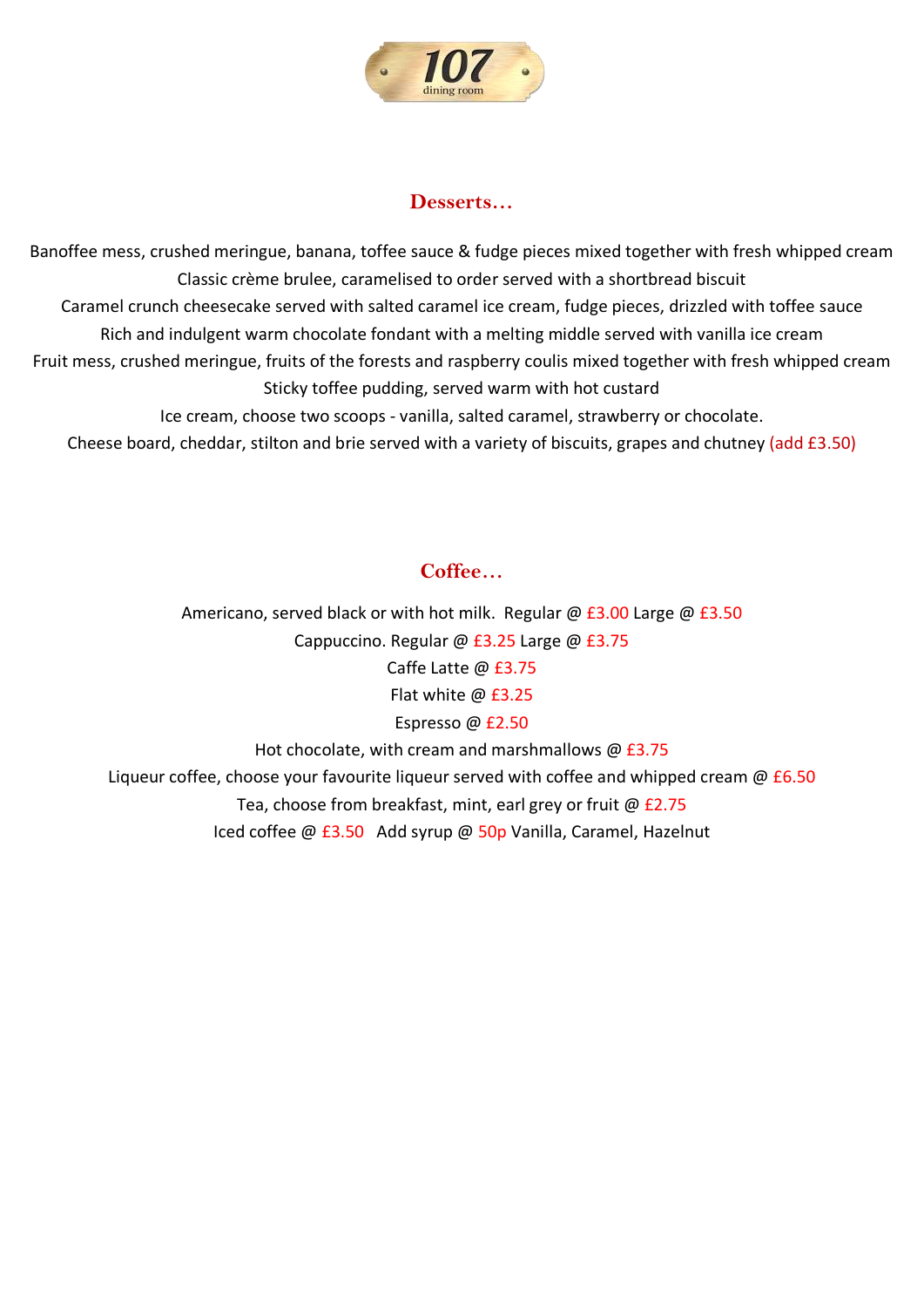**107** dining room

## Desserts…

Banoffee mess, crushed meringue, banana, toffee sauce & fudge pieces mixed together with fresh whipped cream

Classic crème brulee, caramelised to order served with a shortbread biscuit

Caramel crunch cheesecake served with salted caramel ice cream, fudge pieces, drizzled with toffee sauce

Rich and indulgent warm chocolate fondant with a melting middle served with vanilla ice cream

Fruit mess, crushed meringue, fruits of the forests and raspberry coulis mixed together with fresh whipped cream

Sticky toffee pudding, served warm with hot custard

Ice cream, choose two scoops - vanilla, salted caramel, strawberry or chocolate.

Cheese board, cheddar, stilton and brie served with a variety of biscuits, grapes and chutney (add £3.50)

## Coffee…

Americano, served black or with hot milk. Regular @ £3.00 Large @ £3.50

Cappuccino. Regular @ £3.25 Large @ £3.75

Caffe Latte @ £3.75

Flat white @ £3.25

Espresso @ £2.50

Hot chocolate, with cream and marshmallows @ £3.75

Liqueur coffee, choose your favourite liqueur served with coffee and whipped cream @ £6.50

Tea, choose from breakfast, mint, earl grey or fruit @ £2.75

Iced coffee @ £3.50 Add syrup @ 50p Vanilla, Caramel, Hazelnut